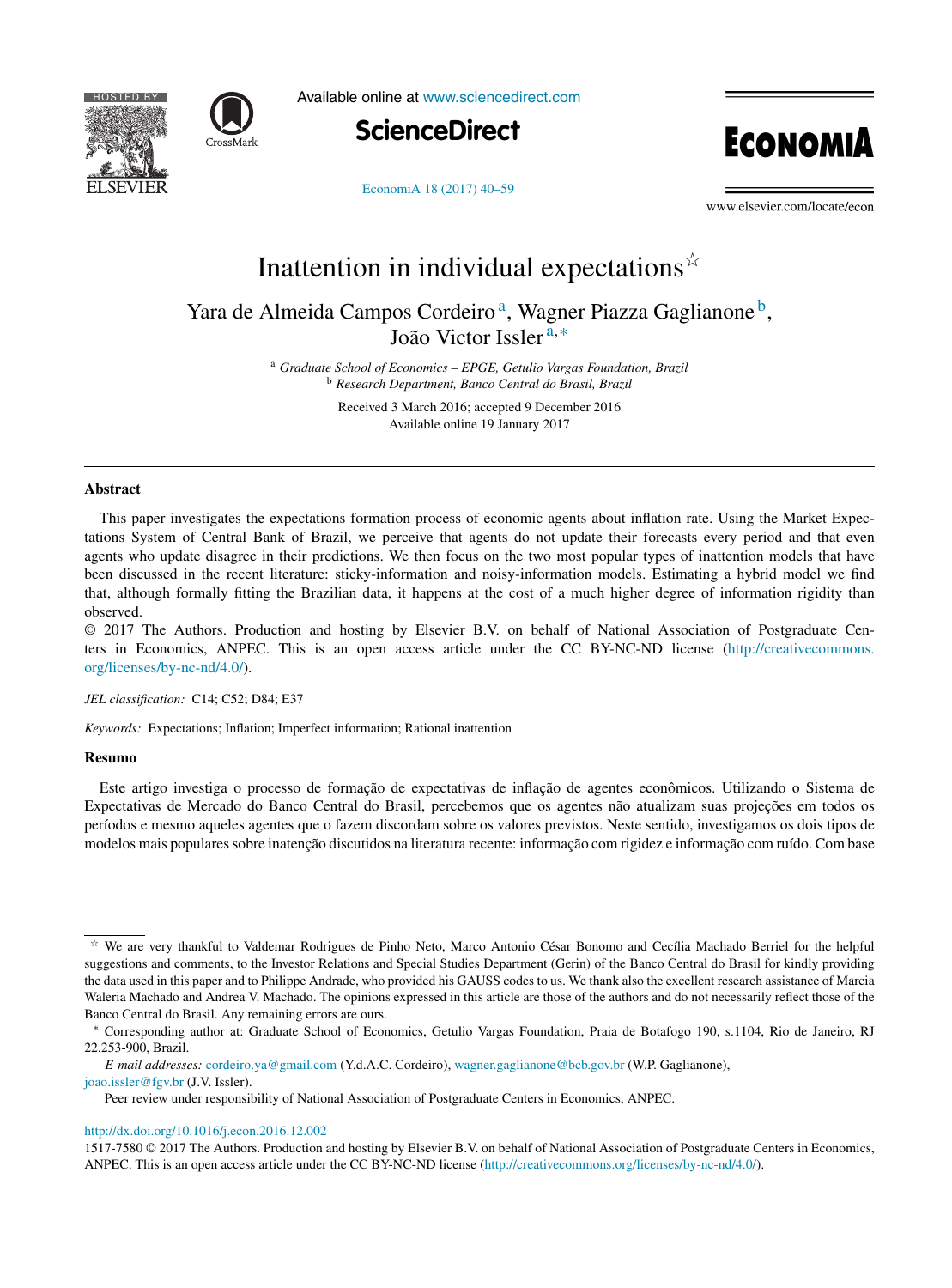# Inattention in individual expectations ☆

Yara de Almeida Campos Cordeiro [a], Wagner Piazza Gaglianone [b], João Victor Issler [a,*]

[a] *Graduate School of Economics – EPGE, Getulio Vargas Foundation, Brazil*
[b] *Research Department, Banco Central do Brasil, Brazil*

Received 3 March 2016; accepted 9 December 2016
Available online 19 January 2017

## Abstract

This paper investigates the expectations formation process of economic agents about inflation rate. Using the Market Expectations System of Central Bank of Brazil, we perceive that agents do not update their forecasts every period and that even agents who update disagree in their predictions. We then focus on the two most popular types of inattention models that have been discussed in the recent literature: sticky-information and noisy-information models. Estimating a hybrid model we find that, although formally fitting the Brazilian data, it happens at the cost of a much higher degree of information rigidity than observed.

© 2017 The Authors. Production and hosting by Elsevier B.V. on behalf of National Association of Postgraduate Centers in Economics, ANPEC. This is an open access article under the CC BY-NC-ND license (http://creativecommons.org/licenses/by-nc-nd/4.0/).

*JEL classification:* C14; C52; D84; E37

*Keywords:* Expectations; Inflation; Imperfect information; Rational inattention

## Resumo

Este artigo investiga o processo de formação de expectativas de inflação de agentes econômicos. Utilizando o Sistema de Expectativas de Mercado do Banco Central do Brasil, percebemos que os agentes não atualizam suas projeções em todos os períodos e mesmo aqueles agentes que o fazem discordam sobre os valores previstos. Neste sentido, investigamos os dois tipos de modelos mais populares sobre inatenção discutidos na literatura recente: informação com rigidez e informação com ruído. Com base

---

☆ We are very thankful to Valdemar Rodrigues de Pinho Neto, Marco Antonio César Bonomo and Cecília Machado Berriel for the helpful suggestions and comments, to the Investor Relations and Special Studies Department (Gerin) of the Banco Central do Brasil for kindly providing the data used in this paper and to Philippe Andrade, who provided his GAUSS codes to us. We thank also the excellent research assistance of Marcia Waleria Machado and Andrea V. Machado. The opinions expressed in this article are those of the authors and do not necessarily reflect those of the Banco Central do Brasil. Any remaining errors are ours.

\* Corresponding author at: Graduate School of Economics, Getulio Vargas Foundation, Praia de Botafogo 190, s.1104, Rio de Janeiro, RJ 22.253-900, Brazil.

*E-mail addresses:* cordeiro.ya@gmail.com (Y.d.A.C. Cordeiro), wagner.gaglianone@bcb.gov.br (W.P. Gaglianone), joao.issler@fgv.br (J.V. Issler).

Peer review under responsibility of National Association of Postgraduate Centers in Economics, ANPEC.

http://dx.doi.org/10.1016/j.econ.2016.12.002

1517-7580 © 2017 The Authors. Production and hosting by Elsevier B.V. on behalf of National Association of Postgraduate Centers in Economics, ANPEC. This is an open access article under the CC BY-NC-ND license (http://creativecommons.org/licenses/by-nc-nd/4.0/).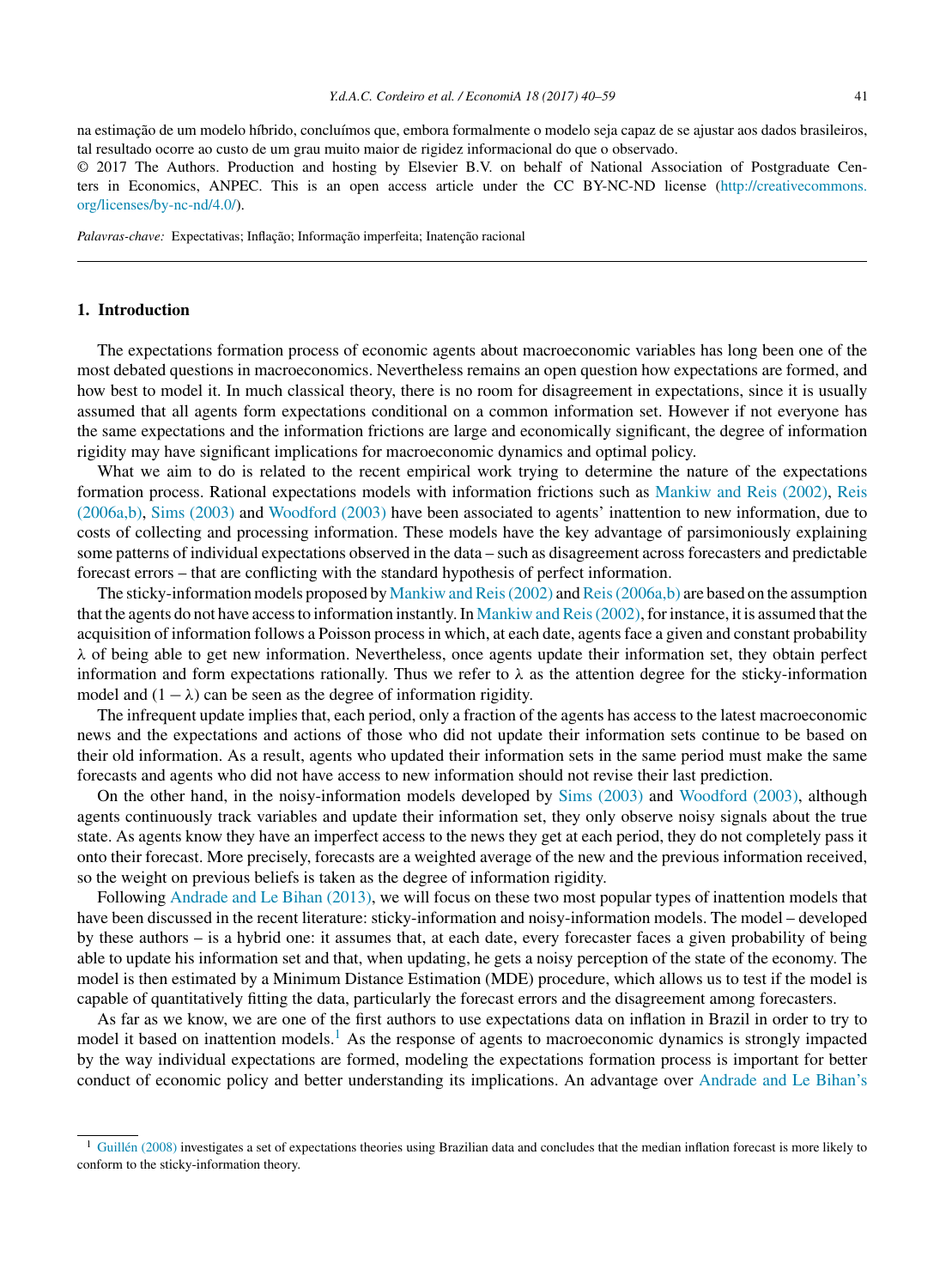na estimação de um modelo híbrido, concluímos que, embora formalmente o modelo seja capaz de se ajustar aos dados brasileiros, tal resultado ocorre ao custo de um grau muito maior de rigidez informacional do que o observado.

© 2017 The Authors. Production and hosting by Elsevier B.V. on behalf of National Association of Postgraduate Centers in Economics, ANPEC. This is an open access article under the CC BY-NC-ND license (http://creativecommons.org/licenses/by-nc-nd/4.0/).

*Palavras-chave:* Expectativas; Inflação; Informação imperfeita; Inatenção racional

## 1. Introduction

The expectations formation process of economic agents about macroeconomic variables has long been one of the most debated questions in macroeconomics. Nevertheless remains an open question how expectations are formed, and how best to model it. In much classical theory, there is no room for disagreement in expectations, since it is usually assumed that all agents form expectations conditional on a common information set. However if not everyone has the same expectations and the information frictions are large and economically significant, the degree of information rigidity may have significant implications for macroeconomic dynamics and optimal policy.

What we aim to do is related to the recent empirical work trying to determine the nature of the expectations formation process. Rational expectations models with information frictions such as Mankiw and Reis (2002), Reis (2006a,b), Sims (2003) and Woodford (2003) have been associated to agents' inattention to new information, due to costs of collecting and processing information. These models have the key advantage of parsimoniously explaining some patterns of individual expectations observed in the data – such as disagreement across forecasters and predictable forecast errors – that are conflicting with the standard hypothesis of perfect information.

The sticky-information models proposed by Mankiw and Reis (2002) and Reis (2006a,b) are based on the assumption that the agents do not have access to information instantly. In Mankiw and Reis (2002), for instance, it is assumed that the acquisition of information follows a Poisson process in which, at each date, agents face a given and constant probability $\lambda$ of being able to get new information. Nevertheless, once agents update their information set, they obtain perfect information and form expectations rationally. Thus we refer to $\lambda$ as the attention degree for the sticky-information model and $(1-\lambda)$ can be seen as the degree of information rigidity.

The infrequent update implies that, each period, only a fraction of the agents has access to the latest macroeconomic news and the expectations and actions of those who did not update their information sets continue to be based on their old information. As a result, agents who updated their information sets in the same period must make the same forecasts and agents who did not have access to new information should not revise their last prediction.

On the other hand, in the noisy-information models developed by Sims (2003) and Woodford (2003), although agents continuously track variables and update their information set, they only observe noisy signals about the true state. As agents know they have an imperfect access to the news they get at each period, they do not completely pass it onto their forecast. More precisely, forecasts are a weighted average of the new and the previous information received, so the weight on previous beliefs is taken as the degree of information rigidity.

Following Andrade and Le Bihan (2013), we will focus on these two most popular types of inattention models that have been discussed in the recent literature: sticky-information and noisy-information models. The model – developed by these authors – is a hybrid one: it assumes that, at each date, every forecaster faces a given probability of being able to update his information set and that, when updating, he gets a noisy perception of the state of the economy. The model is then estimated by a Minimum Distance Estimation (MDE) procedure, which allows us to test if the model is capable of quantitatively fitting the data, particularly the forecast errors and the disagreement among forecasters.

As far as we know, we are one of the first authors to use expectations data on inflation in Brazil in order to try to model it based on inattention models.[1] As the response of agents to macroeconomic dynamics is strongly impacted by the way individual expectations are formed, modeling the expectations formation process is important for better conduct of economic policy and better understanding its implications. An advantage over Andrade and Le Bihan's

[1] Guillén (2008) investigates a set of expectations theories using Brazilian data and concludes that the median inflation forecast is more likely to conform to the sticky-information theory.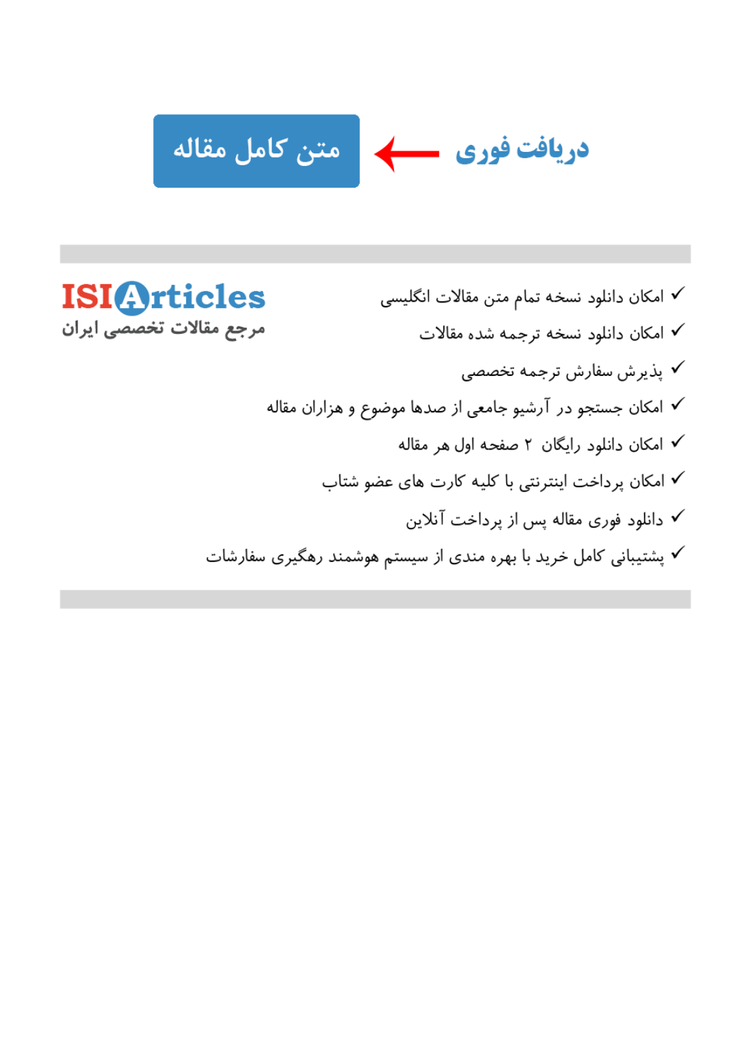دریافت فوری ← متن کامل مقاله

**ISIArticles**
مرجع مقالات تخصصی ایران

- ✓ امکان دانلود نسخه تمام متن مقالات انگلیسی
- ✓ امکان دانلود نسخه ترجمه شده مقالات
- ✓ پذیرش سفارش ترجمه تخصصی
- ✓ امکان جستجو در آرشیو جامعی از صدها موضوع و هزاران مقاله
- ✓ امکان دانلود رایگان ۲ صفحه اول هر مقاله
- ✓ امکان پرداخت اینترنتی با کلیه کارت های عضو شتاب
- ✓ دانلود فوری مقاله پس از پرداخت آنلاین
- ✓ پشتیبانی کامل خرید با بهره مندی از سیستم هوشمند رهگیری سفارشات